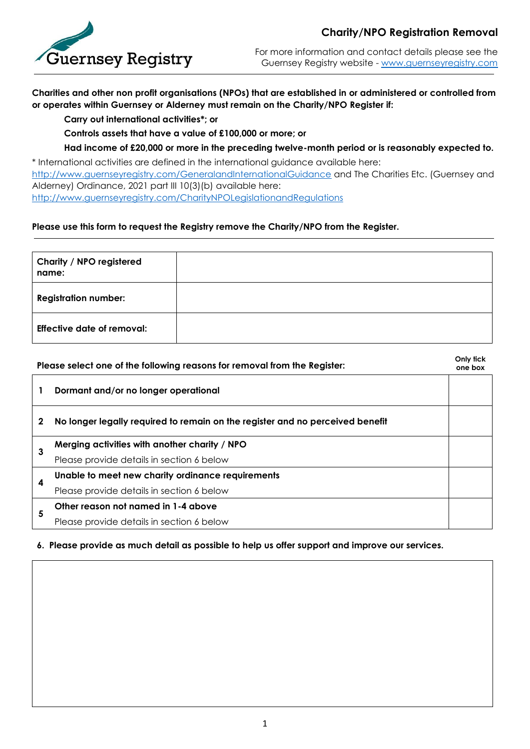Guernsey Registry

# Charity/NPO Registration Removal

For more information and contact details please see the Guernsey Registry website - [www.guernseyregistry.com](http://www.guernseyregistry.com)

**Charities and other non profit organisations (NPOs) that are established in or administered or controlled from or operates within Guernsey or Alderney must remain on the Charity/NPO Register if:**

**Carry out international activities*; or**

**Controls assets that have a value of £100,000 or more; or**

**Had income of £20,000 or more in the preceding twelve-month period or is reasonably expected to.**

* International activities are defined in the international guidance available here: [http://www.guernseyregistry.com/GeneralandInternationalGuidance](http://www.guernseyregistry.com/GeneralandInternationalGuidance) and The Charities Etc. (Guernsey and Alderney) Ordinance, 2021 part III 10(3)(b) available here: [http://www.guernseyregistry.com/CharityNPOLegislationandRegulations](http://www.guernseyregistry.com/CharityNPOLegislationandRegulations)

**Please use this form to request the Registry remove the Charity/NPO from the Register.**

| | |
|---|---|
| **Charity / NPO registered name:** | |
| **Registration number:** | |
| **Effective date of removal:** | |

| | **Please select one of the following reasons for removal from the Register:** | **Only tick one box** |
|---|---|---|
| **1** | **Dormant and/or no longer operational** | |
| **2** | **No longer legally required to remain on the register and no perceived benefit** | |
| **3** | **Merging activities with another charity / NPO**<br>Please provide details in section 6 below | |
| **4** | **Unable to meet new charity ordinance requirements**<br>Please provide details in section 6 below | |
| **5** | **Other reason not named in 1-4 above**<br>Please provide details in section 6 below | |

**6. Please provide as much detail as possible to help us offer support and improve our services.**

| |
|---|
| |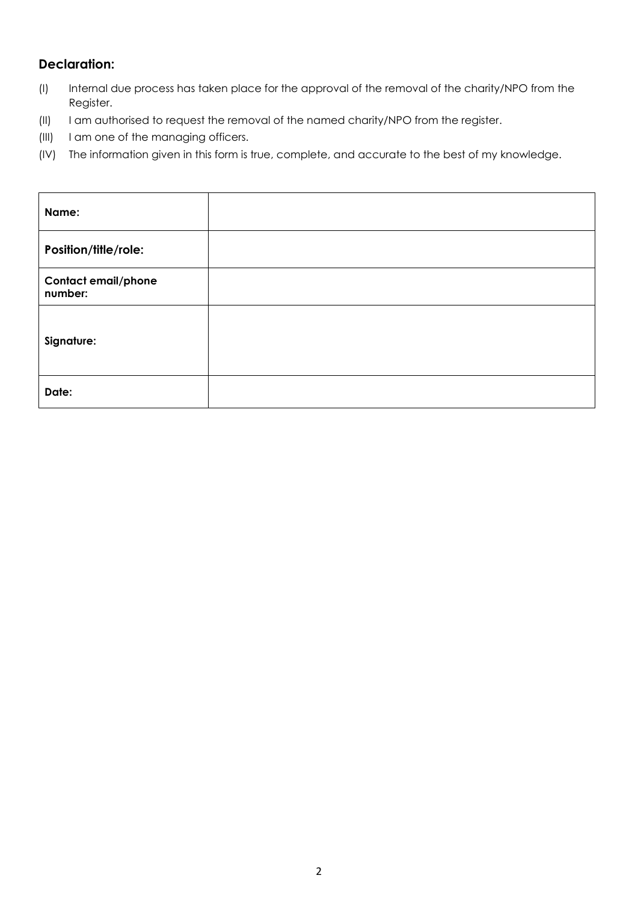## Declaration:

(I) Internal due process has taken place for the approval of the removal of the charity/NPO from the Register.

(II) I am authorised to request the removal of the named charity/NPO from the register.

(III) I am one of the managing officers.

(IV) The information given in this form is true, complete, and accurate to the best of my knowledge.

| | |
|---|---|
| **Name:** | |
| **Position/title/role:** | |
| **Contact email/phone number:** | |
| **Signature:** | |
| **Date:** | |